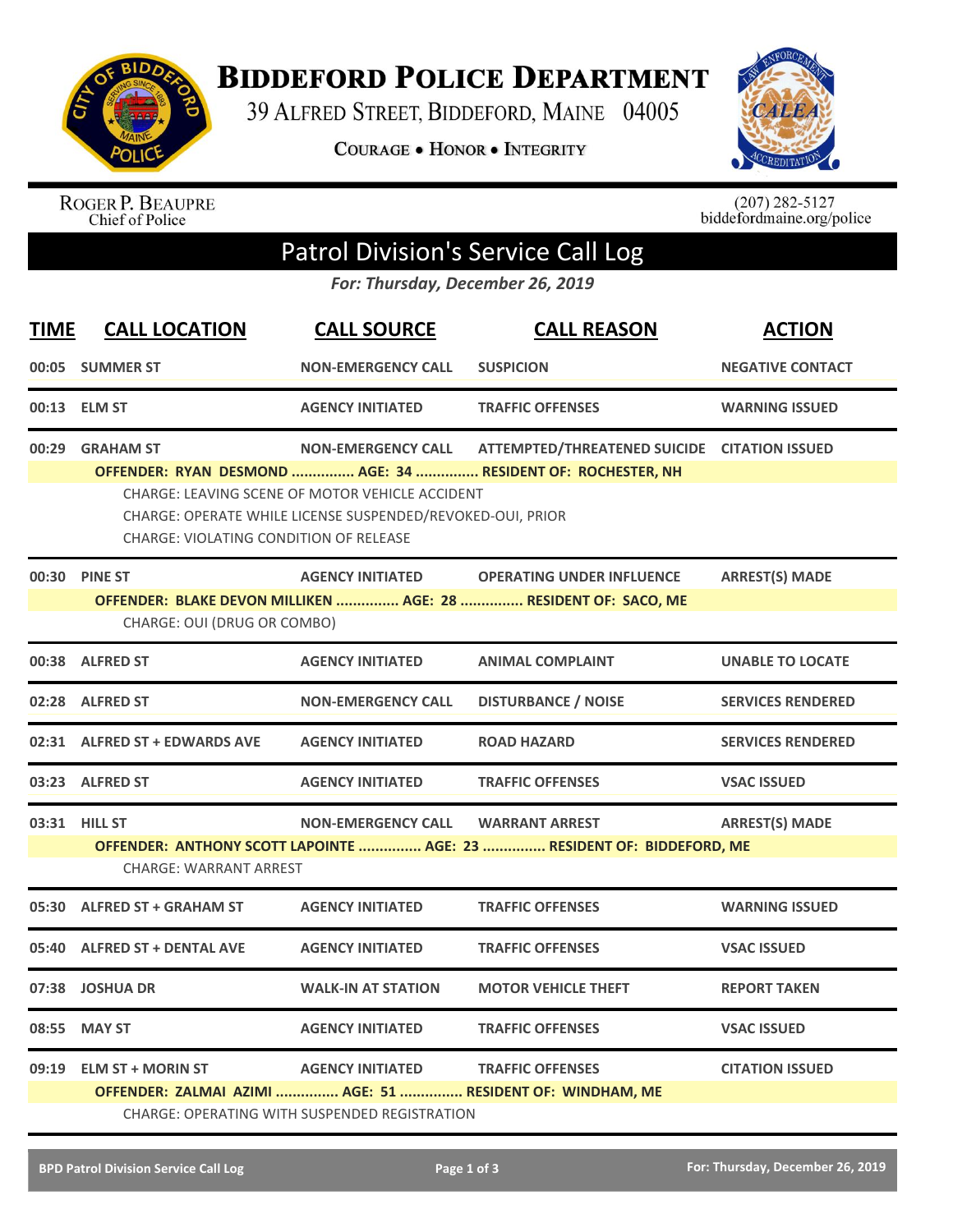# Biddeford Police Department

39 Alfred Street, Biddeford, Maine 04005

Courage • Honor • Integrity

Roger P. Beaupre
Chief of Police

(207) 282-5127
biddefordmaine.org/police

## Patrol Division's Service Call Log

*For: Thursday, December 26, 2019*

| TIME | CALL LOCATION | CALL SOURCE | CALL REASON | ACTION |
|---|---|---|---|---|
| 00:05 | SUMMER ST | NON-EMERGENCY CALL | SUSPICION | NEGATIVE CONTACT |
| 00:13 | ELM ST | AGENCY INITIATED | TRAFFIC OFFENSES | WARNING ISSUED |
| 00:29 | GRAHAM ST | NON-EMERGENCY CALL | ATTEMPTED/THREATENED SUICIDE | CITATION ISSUED |
| | OFFENDER: RYAN DESMOND ............... AGE: 34 ............... RESIDENT OF: ROCHESTER, NH | | | |
| | CHARGE: LEAVING SCENE OF MOTOR VEHICLE ACCIDENT<br>CHARGE: OPERATE WHILE LICENSE SUSPENDED/REVOKED-OUI, PRIOR<br>CHARGE: VIOLATING CONDITION OF RELEASE | | | |
| 00:30 | PINE ST | AGENCY INITIATED | OPERATING UNDER INFLUENCE | ARREST(S) MADE |
| | OFFENDER: BLAKE DEVON MILLIKEN ............... AGE: 28 ............... RESIDENT OF: SACO, ME | | | |
| | CHARGE: OUI (DRUG OR COMBO) | | | |
| 00:38 | ALFRED ST | AGENCY INITIATED | ANIMAL COMPLAINT | UNABLE TO LOCATE |
| 02:28 | ALFRED ST | NON-EMERGENCY CALL | DISTURBANCE / NOISE | SERVICES RENDERED |
| 02:31 | ALFRED ST + EDWARDS AVE | AGENCY INITIATED | ROAD HAZARD | SERVICES RENDERED |
| 03:23 | ALFRED ST | AGENCY INITIATED | TRAFFIC OFFENSES | VSAC ISSUED |
| 03:31 | HILL ST | NON-EMERGENCY CALL | WARRANT ARREST | ARREST(S) MADE |
| | OFFENDER: ANTHONY SCOTT LAPOINTE ............... AGE: 23 ............... RESIDENT OF: BIDDEFORD, ME | | | |
| | CHARGE: WARRANT ARREST | | | |
| 05:30 | ALFRED ST + GRAHAM ST | AGENCY INITIATED | TRAFFIC OFFENSES | WARNING ISSUED |
| 05:40 | ALFRED ST + DENTAL AVE | AGENCY INITIATED | TRAFFIC OFFENSES | VSAC ISSUED |
| 07:38 | JOSHUA DR | WALK-IN AT STATION | MOTOR VEHICLE THEFT | REPORT TAKEN |
| 08:55 | MAY ST | AGENCY INITIATED | TRAFFIC OFFENSES | VSAC ISSUED |
| 09:19 | ELM ST + MORIN ST | AGENCY INITIATED | TRAFFIC OFFENSES | CITATION ISSUED |
| | OFFENDER: ZALMAI AZIMI ............... AGE: 51 ............... RESIDENT OF: WINDHAM, ME | | | |
| | CHARGE: OPERATING WITH SUSPENDED REGISTRATION | | | |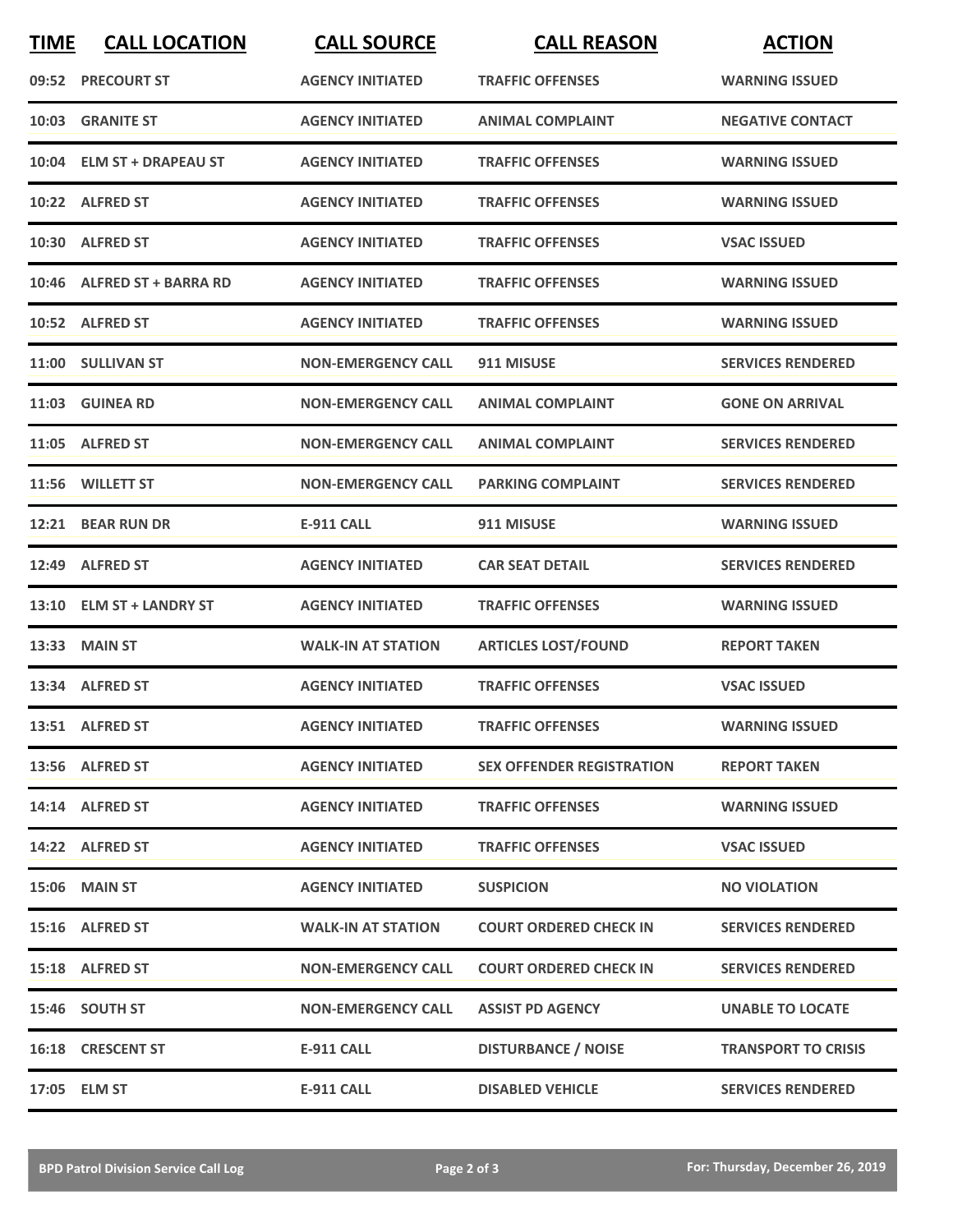| TIME | CALL LOCATION | CALL SOURCE | CALL REASON | ACTION |
|---|---|---|---|---|
| 09:52 | PRECOURT ST | AGENCY INITIATED | TRAFFIC OFFENSES | WARNING ISSUED |
| 10:03 | GRANITE ST | AGENCY INITIATED | ANIMAL COMPLAINT | NEGATIVE CONTACT |
| 10:04 | ELM ST + DRAPEAU ST | AGENCY INITIATED | TRAFFIC OFFENSES | WARNING ISSUED |
| 10:22 | ALFRED ST | AGENCY INITIATED | TRAFFIC OFFENSES | WARNING ISSUED |
| 10:30 | ALFRED ST | AGENCY INITIATED | TRAFFIC OFFENSES | VSAC ISSUED |
| 10:46 | ALFRED ST + BARRA RD | AGENCY INITIATED | TRAFFIC OFFENSES | WARNING ISSUED |
| 10:52 | ALFRED ST | AGENCY INITIATED | TRAFFIC OFFENSES | WARNING ISSUED |
| 11:00 | SULLIVAN ST | NON-EMERGENCY CALL | 911 MISUSE | SERVICES RENDERED |
| 11:03 | GUINEA RD | NON-EMERGENCY CALL | ANIMAL COMPLAINT | GONE ON ARRIVAL |
| 11:05 | ALFRED ST | NON-EMERGENCY CALL | ANIMAL COMPLAINT | SERVICES RENDERED |
| 11:56 | WILLETT ST | NON-EMERGENCY CALL | PARKING COMPLAINT | SERVICES RENDERED |
| 12:21 | BEAR RUN DR | E-911 CALL | 911 MISUSE | WARNING ISSUED |
| 12:49 | ALFRED ST | AGENCY INITIATED | CAR SEAT DETAIL | SERVICES RENDERED |
| 13:10 | ELM ST + LANDRY ST | AGENCY INITIATED | TRAFFIC OFFENSES | WARNING ISSUED |
| 13:33 | MAIN ST | WALK-IN AT STATION | ARTICLES LOST/FOUND | REPORT TAKEN |
| 13:34 | ALFRED ST | AGENCY INITIATED | TRAFFIC OFFENSES | VSAC ISSUED |
| 13:51 | ALFRED ST | AGENCY INITIATED | TRAFFIC OFFENSES | WARNING ISSUED |
| 13:56 | ALFRED ST | AGENCY INITIATED | SEX OFFENDER REGISTRATION | REPORT TAKEN |
| 14:14 | ALFRED ST | AGENCY INITIATED | TRAFFIC OFFENSES | WARNING ISSUED |
| 14:22 | ALFRED ST | AGENCY INITIATED | TRAFFIC OFFENSES | VSAC ISSUED |
| 15:06 | MAIN ST | AGENCY INITIATED | SUSPICION | NO VIOLATION |
| 15:16 | ALFRED ST | WALK-IN AT STATION | COURT ORDERED CHECK IN | SERVICES RENDERED |
| 15:18 | ALFRED ST | NON-EMERGENCY CALL | COURT ORDERED CHECK IN | SERVICES RENDERED |
| 15:46 | SOUTH ST | NON-EMERGENCY CALL | ASSIST PD AGENCY | UNABLE TO LOCATE |
| 16:18 | CRESCENT ST | E-911 CALL | DISTURBANCE / NOISE | TRANSPORT TO CRISIS |
| 17:05 | ELM ST | E-911 CALL | DISABLED VEHICLE | SERVICES RENDERED |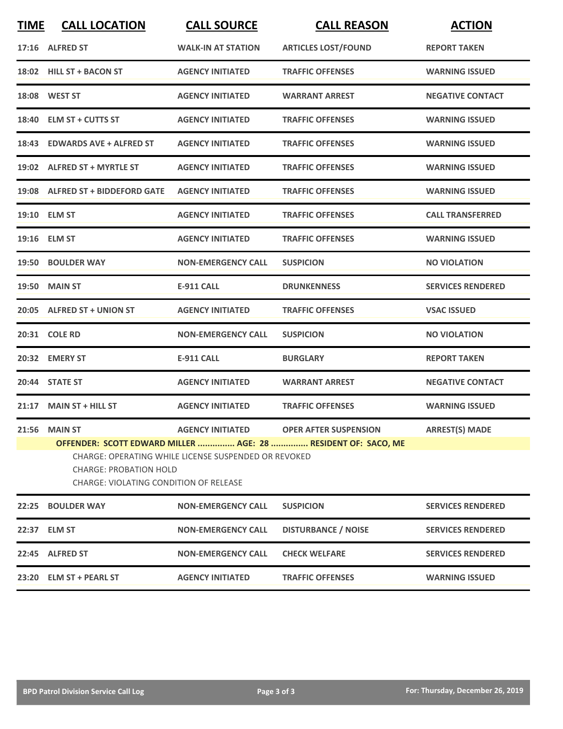| TIME | CALL LOCATION | CALL SOURCE | CALL REASON | ACTION |
|---|---|---|---|---|
| 17:16 | ALFRED ST | WALK-IN AT STATION | ARTICLES LOST/FOUND | REPORT TAKEN |
| 18:02 | HILL ST + BACON ST | AGENCY INITIATED | TRAFFIC OFFENSES | WARNING ISSUED |
| 18:08 | WEST ST | AGENCY INITIATED | WARRANT ARREST | NEGATIVE CONTACT |
| 18:40 | ELM ST + CUTTS ST | AGENCY INITIATED | TRAFFIC OFFENSES | WARNING ISSUED |
| 18:43 | EDWARDS AVE + ALFRED ST | AGENCY INITIATED | TRAFFIC OFFENSES | WARNING ISSUED |
| 19:02 | ALFRED ST + MYRTLE ST | AGENCY INITIATED | TRAFFIC OFFENSES | WARNING ISSUED |
| 19:08 | ALFRED ST + BIDDEFORD GATE | AGENCY INITIATED | TRAFFIC OFFENSES | WARNING ISSUED |
| 19:10 | ELM ST | AGENCY INITIATED | TRAFFIC OFFENSES | CALL TRANSFERRED |
| 19:16 | ELM ST | AGENCY INITIATED | TRAFFIC OFFENSES | WARNING ISSUED |
| 19:50 | BOULDER WAY | NON-EMERGENCY CALL | SUSPICION | NO VIOLATION |
| 19:50 | MAIN ST | E-911 CALL | DRUNKENNESS | SERVICES RENDERED |
| 20:05 | ALFRED ST + UNION ST | AGENCY INITIATED | TRAFFIC OFFENSES | VSAC ISSUED |
| 20:31 | COLE RD | NON-EMERGENCY CALL | SUSPICION | NO VIOLATION |
| 20:32 | EMERY ST | E-911 CALL | BURGLARY | REPORT TAKEN |
| 20:44 | STATE ST | AGENCY INITIATED | WARRANT ARREST | NEGATIVE CONTACT |
| 21:17 | MAIN ST + HILL ST | AGENCY INITIATED | TRAFFIC OFFENSES | WARNING ISSUED |
| 21:56 | MAIN ST | AGENCY INITIATED | OPER AFTER SUSPENSION | ARREST(S) MADE |

**OFFENDER: SCOTT EDWARD MILLER ............... AGE: 28 ............... RESIDENT OF: SACO, ME**

CHARGE: OPERATING WHILE LICENSE SUSPENDED OR REVOKED
CHARGE: PROBATION HOLD
CHARGE: VIOLATING CONDITION OF RELEASE

| TIME | CALL LOCATION | CALL SOURCE | CALL REASON | ACTION |
|---|---|---|---|---|
| 22:25 | BOULDER WAY | NON-EMERGENCY CALL | SUSPICION | SERVICES RENDERED |
| 22:37 | ELM ST | NON-EMERGENCY CALL | DISTURBANCE / NOISE | SERVICES RENDERED |
| 22:45 | ALFRED ST | NON-EMERGENCY CALL | CHECK WELFARE | SERVICES RENDERED |
| 23:20 | ELM ST + PEARL ST | AGENCY INITIATED | TRAFFIC OFFENSES | WARNING ISSUED |